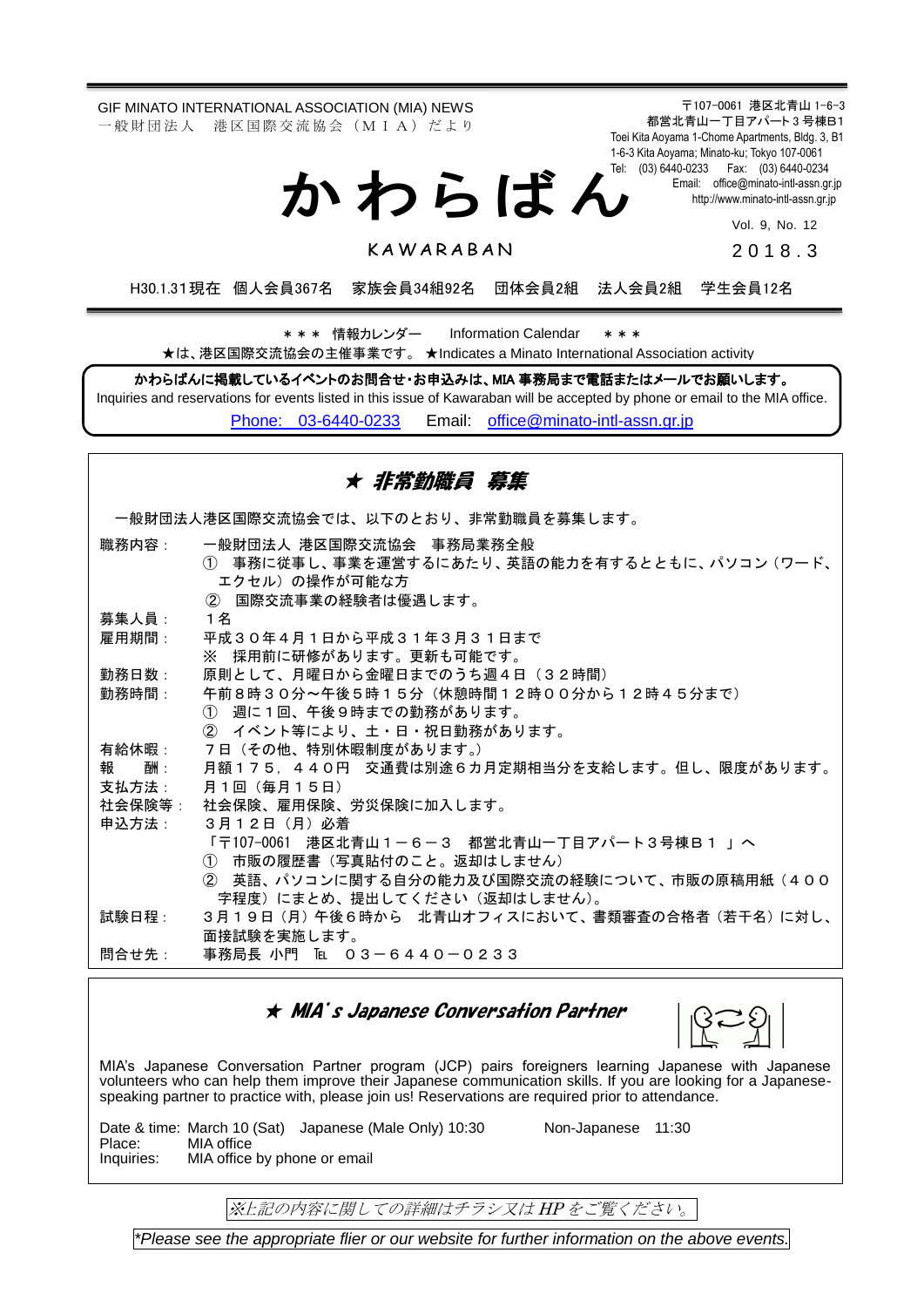GIF MINATO INTERNATIONAL ASSOCIATION (MIA) NEWS
一般財団法人　港区国際交流協会（ＭＩＡ）だより

〒107-0061 港区北青山 1-6-3
都営北青山一丁目アパート３号棟Ｂ1
Toei Kita Aoyama 1-Chome Apartments, Bldg. 3, B1
1-6-3 Kita Aoyama; Minato-ku; Tokyo 107-0061
Tel: (03) 6440-0233　Fax: (03) 6440-0234
Email: office@minato-intl-assn.gr.jp
http://www.minato-intl-assn.gr.jp

# かわらばん

KAWARABAN

Vol. 9, No. 12
２０１８.３

H30.1.31現在　個人会員367名　家族会員34組92名　団体会員2組　法人会員2組　学生会員12名

＊＊＊ 情報カレンダー　Information Calendar ＊＊＊

★は、港区国際交流協会の主催事業です。★Indicates a Minato International Association activity

**かわらばんに掲載しているイベントのお問合せ・お申込みは、MIA 事務局まで電話またはメールでお願いします。**
Inquiries and reservations for events listed in this issue of Kawaraban will be accepted by phone or email to the MIA office.
Phone: 03-6440-0233　Email: office@minato-intl-assn.gr.jp

## ★ *非常勤職員 募集*

一般財団法人港区国際交流協会では、以下のとおり、非常勤職員を募集します。

職務内容：　一般財団法人 港区国際交流協会　事務局業務全般
　① 事務に従事し、事業を運営するにあたり、英語の能力を有するとともに、パソコン（ワード、エクセル）の操作が可能な方
　② 国際交流事業の経験者は優遇します。

募集人員：　１名

雇用期間：　平成３０年４月１日から平成３１年３月３１日まで
　※ 採用前に研修があります。更新も可能です。

勤務日数：　原則として、月曜日から金曜日までのうち週４日（３２時間）

勤務時間：　午前８時３０分～午後５時１５分（休憩時間１２時００分から１２時４５分まで）
　① 週に１回、午後９時までの勤務があります。
　② イベント等により、土・日・祝日勤務があります。

有給休暇：　７日（その他、特別休暇制度があります。）

報　　酬：　月額１７５，４４０円　交通費は別途６カ月定期相当分を支給します。但し、限度があります。

支払方法：　月１回（毎月１５日）

社会保険等：　社会保険、雇用保険、労災保険に加入します。

申込方法：　３月１２日（月）必着
　「〒107-0061　港区北青山１－６－３　都営北青山一丁目アパート３号棟Ｂ１」へ
　① 市販の履歴書（写真貼付のこと。返却はしません）
　② 英語、パソコンに関する自分の能力及び国際交流の経験について、市販の原稿用紙（４００字程度）にまとめ、提出してください（返却はしません）。

試験日程：　３月１９日（月）午後６時から　北青山オフィスにおいて、書類審査の合格者（若干名）に対し、面接試験を実施します。

問合せ先：　事務局長 小門　℡　０３－６４４０－０２３３

## ★ *MIA's Japanese Conversation Partner*

MIA's Japanese Conversation Partner program (JCP) pairs foreigners learning Japanese with Japanese volunteers who can help them improve their Japanese communication skills. If you are looking for a Japanese-speaking partner to practice with, please join us! Reservations are required prior to attendance.

Date & time: March 10 (Sat)　Japanese (Male Only) 10:30　Non-Japanese 11:30
Place: MIA office
Inquiries: MIA office by phone or email

*※上記の内容に関しての詳細はチラシ又はHPをご覧ください。*

*\*Please see the appropriate flier or our website for further information on the above events.*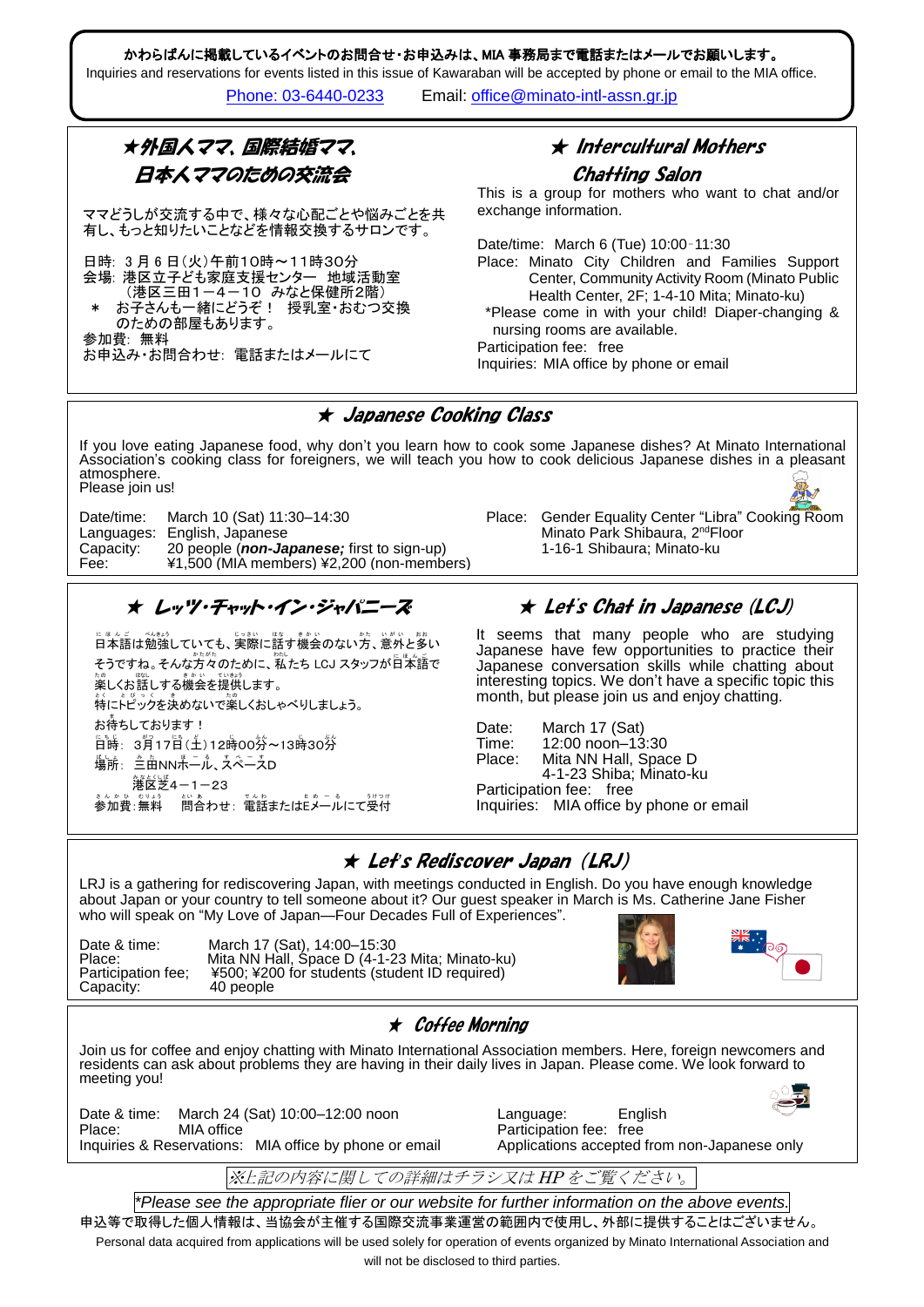かわらばんに掲載しているイベントのお問合せ・お申込みは、MIA 事務局まで電話またはメールでお願いします。
Inquiries and reservations for events listed in this issue of Kawaraban will be accepted by phone or email to the MIA office.
Phone: 03-6440-0233　　Email: office@minato-intl-assn.gr.jp

## ★外国人ママ、国際結婚ママ、日本人ママのための交流会

ママどうしが交流する中で、様々な心配ごとや悩みごとを共有し、もっと知りたいことなどを情報交換するサロンです。

日時: 3 月 6 日(火)午前10時～11時30分
会場: 港区立子ども家庭支援センター　地域活動室
（港区三田1－4－10　みなと保健所2階）
＊　お子さんも一緒にどうぞ！　授乳室・おむつ交換のための部屋もあります。
参加費: 無料
お申込み・お問合わせ: 電話またはメールにて

## ★ Intercultural Mothers Chatting Salon

This is a group for mothers who want to chat and/or exchange information.

Date/time: March 6 (Tue) 10:00-11:30
Place: Minato City Children and Families Support Center, Community Activity Room (Minato Public Health Center, 2F; 1-4-10 Mita; Minato-ku)
*Please come in with your child! Diaper-changing & nursing rooms are available.
Participation fee: free
Inquiries: MIA office by phone or email

## ★ Japanese Cooking Class

If you love eating Japanese food, why don't you learn how to cook some Japanese dishes? At Minato International Association's cooking class for foreigners, we will teach you how to cook delicious Japanese dishes in a pleasant atmosphere.
Please join us!

Date/time: March 10 (Sat) 11:30–14:30
Languages: English, Japanese
Capacity: 20 people (***non-Japanese;*** first to sign-up)
Fee: ¥1,500 (MIA members) ¥2,200 (non-members)

Place: Gender Equality Center "Libra" Cooking Room
Minato Park Shibaura, 2nd Floor
1-16-1 Shibaura; Minato-ku

## ★ レッツ・チャット・イン・ジャパニーズ

日本語は勉強していても、実際に話す機会のない方、意外と多いそうですね。そんな方々のために、私たち LCJ スタッフが日本語で楽しくお話しする機会を提供します。
特にトピックを決めないで楽しくおしゃべりしましょう。
お待ちしております！
日時: 3月17日(土)12時00分～13時30分
場所: 三田NNホール、スペースD
港区芝4－1－23
参加費:無料　問合わせ: 電話またはEメールにて受付

## ★ Let's Chat in Japanese (LCJ)

It seems that many people who are studying Japanese have few opportunities to practice their Japanese conversation skills while chatting about interesting topics. We don't have a specific topic this month, but please join us and enjoy chatting.

Date: March 17 (Sat)
Time: 12:00 noon–13:30
Place: Mita NN Hall, Space D
4-1-23 Shiba; Minato-ku
Participation fee: free
Inquiries: MIA office by phone or email

## ★ Let's Rediscover Japan (LRJ)

LRJ is a gathering for rediscovering Japan, with meetings conducted in English. Do you have enough knowledge about Japan or your country to tell someone about it? Our guest speaker in March is Ms. Catherine Jane Fisher who will speak on "My Love of Japan—Four Decades Full of Experiences".

Date & time: March 17 (Sat), 14:00–15:30
Place: Mita NN Hall, Space D (4-1-23 Mita; Minato-ku)
Participation fee; ¥500; ¥200 for students (student ID required)
Capacity: 40 people

## ★ Coffee Morning

Join us for coffee and enjoy chatting with Minato International Association members. Here, foreign newcomers and residents can ask about problems they are having in their daily lives in Japan. Please come. We look forward to meeting you!

Date & time: March 24 (Sat) 10:00–12:00 noon
Place: MIA office
Inquiries & Reservations: MIA office by phone or email

Language: English
Participation fee: free
Applications accepted from non-Japanese only

*※上記の内容に関しての詳細はチラシ又はHPをご覧ください。*

*\*Please see the appropriate flier or our website for further information on the above events.*

申込等で取得した個人情報は、当協会が主催する国際交流事業運営の範囲内で使用し、外部に提供することはございません。
Personal data acquired from applications will be used solely for operation of events organized by Minato International Association and will not be disclosed to third parties.